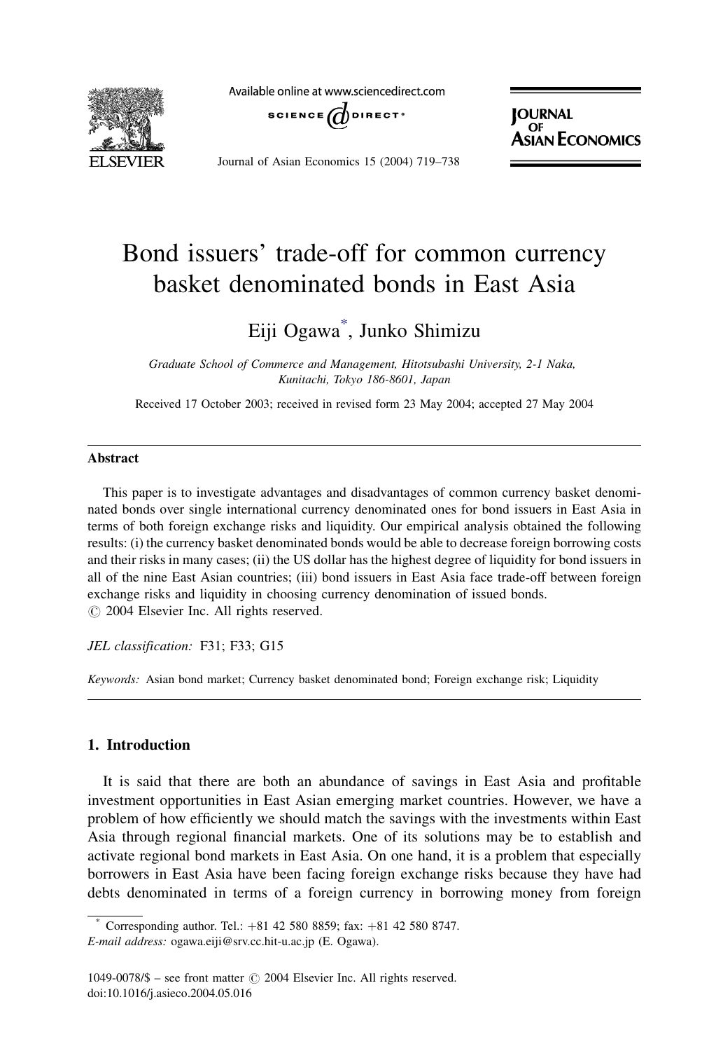# Bond issuers' trade-off for common currency basket denominated bonds in East Asia

Eiji Ogawa*, Junko Shimizu

*Graduate School of Commerce and Management, Hitotsubashi University, 2-1 Naka, Kunitachi, Tokyo 186-8601, Japan*

Received 17 October 2003; received in revised form 23 May 2004; accepted 27 May 2004

## Abstract

This paper is to investigate advantages and disadvantages of common currency basket denominated bonds over single international currency denominated ones for bond issuers in East Asia in terms of both foreign exchange risks and liquidity. Our empirical analysis obtained the following results: (i) the currency basket denominated bonds would be able to decrease foreign borrowing costs and their risks in many cases; (ii) the US dollar has the highest degree of liquidity for bond issuers in all of the nine East Asian countries; (iii) bond issuers in East Asia face trade-off between foreign exchange risks and liquidity in choosing currency denomination of issued bonds.
© 2004 Elsevier Inc. All rights reserved.

*JEL classification:* F31; F33; G15

*Keywords:* Asian bond market; Currency basket denominated bond; Foreign exchange risk; Liquidity

## 1. Introduction

It is said that there are both an abundance of savings in East Asia and profitable investment opportunities in East Asian emerging market countries. However, we have a problem of how efficiently we should match the savings with the investments within East Asia through regional financial markets. One of its solutions may be to establish and activate regional bond markets in East Asia. On one hand, it is a problem that especially borrowers in East Asia have been facing foreign exchange risks because they have had debts denominated in terms of a foreign currency in borrowing money from foreign

---

* Corresponding author. Tel.: +81 42 580 8859; fax: +81 42 580 8747.
*E-mail address:* ogawa.eiji@srv.cc.hit-u.ac.jp (E. Ogawa).

1049-0078/$ – see front matter © 2004 Elsevier Inc. All rights reserved.
doi:10.1016/j.asieco.2004.05.016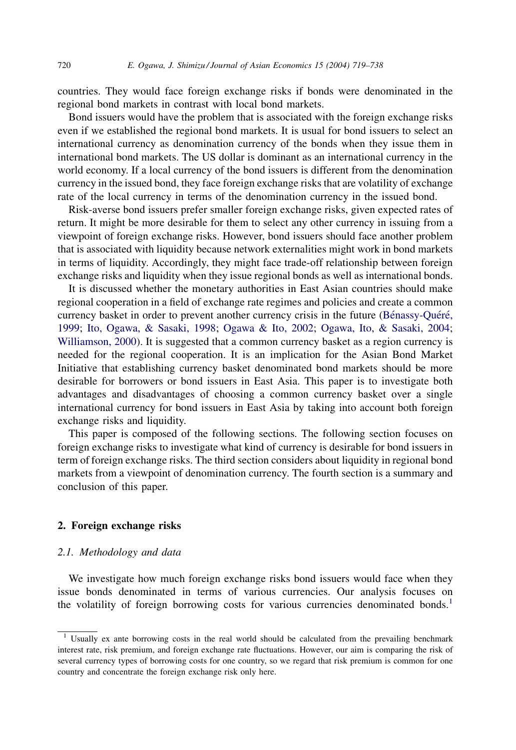countries. They would face foreign exchange risks if bonds were denominated in the regional bond markets in contrast with local bond markets.

Bond issuers would have the problem that is associated with the foreign exchange risks even if we established the regional bond markets. It is usual for bond issuers to select an international currency as denomination currency of the bonds when they issue them in international bond markets. The US dollar is dominant as an international currency in the world economy. If a local currency of the bond issuers is different from the denomination currency in the issued bond, they face foreign exchange risks that are volatility of exchange rate of the local currency in terms of the denomination currency in the issued bond.

Risk-averse bond issuers prefer smaller foreign exchange risks, given expected rates of return. It might be more desirable for them to select any other currency in issuing from a viewpoint of foreign exchange risks. However, bond issuers should face another problem that is associated with liquidity because network externalities might work in bond markets in terms of liquidity. Accordingly, they might face trade-off relationship between foreign exchange risks and liquidity when they issue regional bonds as well as international bonds.

It is discussed whether the monetary authorities in East Asian countries should make regional cooperation in a field of exchange rate regimes and policies and create a common currency basket in order to prevent another currency crisis in the future (Bénassy-Quéré, 1999; Ito, Ogawa, & Sasaki, 1998; Ogawa & Ito, 2002; Ogawa, Ito, & Sasaki, 2004; Williamson, 2000). It is suggested that a common currency basket as a region currency is needed for the regional cooperation. It is an implication for the Asian Bond Market Initiative that establishing currency basket denominated bond markets should be more desirable for borrowers or bond issuers in East Asia. This paper is to investigate both advantages and disadvantages of choosing a common currency basket over a single international currency for bond issuers in East Asia by taking into account both foreign exchange risks and liquidity.

This paper is composed of the following sections. The following section focuses on foreign exchange risks to investigate what kind of currency is desirable for bond issuers in term of foreign exchange risks. The third section considers about liquidity in regional bond markets from a viewpoint of denomination currency. The fourth section is a summary and conclusion of this paper.

## 2. Foreign exchange risks

### *2.1. Methodology and data*

We investigate how much foreign exchange risks bond issuers would face when they issue bonds denominated in terms of various currencies. Our analysis focuses on the volatility of foreign borrowing costs for various currencies denominated bonds.[1]

[1] Usually ex ante borrowing costs in the real world should be calculated from the prevailing benchmark interest rate, risk premium, and foreign exchange rate fluctuations. However, our aim is comparing the risk of several currency types of borrowing costs for one country, so we regard that risk premium is common for one country and concentrate the foreign exchange risk only here.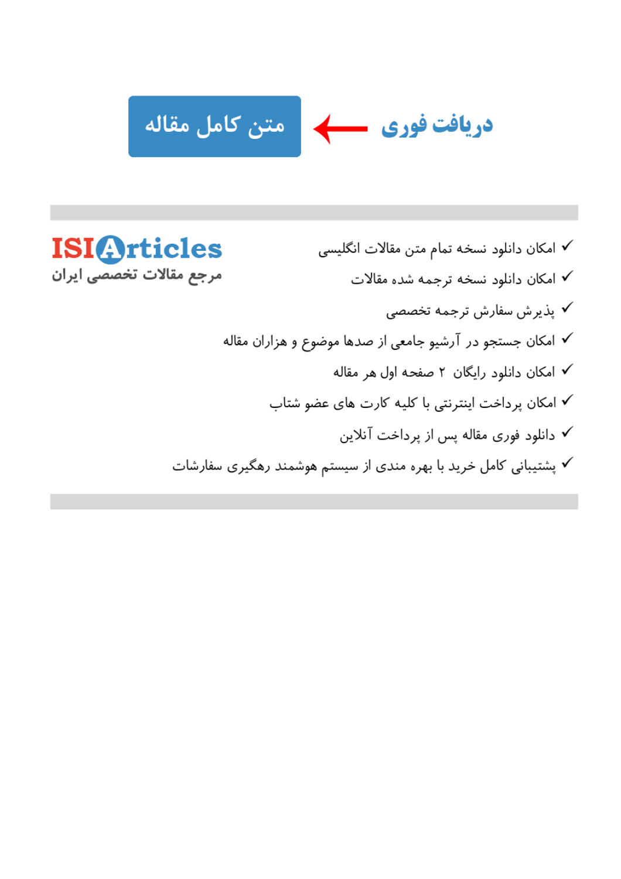دریافت فوری ← **متن کامل مقاله**

**ISIArticles**

مرجع مقالات تخصصی ایران

- ✓ امکان دانلود نسخه تمام متن مقالات انگلیسی
- ✓ امکان دانلود نسخه ترجمه شده مقالات
- ✓ پذیرش سفارش ترجمه تخصصی
- ✓ امکان جستجو در آرشیو جامعی از صدها موضوع و هزاران مقاله
- ✓ امکان دانلود رایگان ۲ صفحه اول هر مقاله
- ✓ امکان پرداخت اینترنتی با کلیه کارت های عضو شتاب
- ✓ دانلود فوری مقاله پس از پرداخت آنلاین
- ✓ پشتیبانی کامل خرید با بهره مندی از سیستم هوشمند رهگیری سفارشات